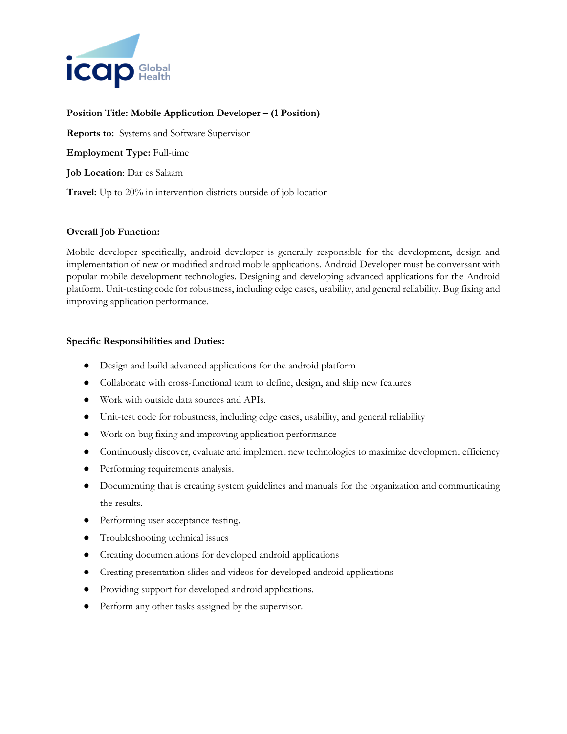**Position Title: Mobile Application Developer – (1 Position)**

**Reports to:** Systems and Software Supervisor

**Employment Type:** Full-time

**Job Location**: Dar es Salaam

**Travel:** Up to 20% in intervention districts outside of job location

**Overall Job Function:**

Mobile developer specifically, android developer is generally responsible for the development, design and implementation of new or modified android mobile applications. Android Developer must be conversant with popular mobile development technologies. Designing and developing advanced applications for the Android platform. Unit-testing code for robustness, including edge cases, usability, and general reliability. Bug fixing and improving application performance.

**Specific Responsibilities and Duties:**

- Design and build advanced applications for the android platform
- Collaborate with cross-functional team to define, design, and ship new features
- Work with outside data sources and APIs.
- Unit-test code for robustness, including edge cases, usability, and general reliability
- Work on bug fixing and improving application performance
- Continuously discover, evaluate and implement new technologies to maximize development efficiency
- Performing requirements analysis.
- Documenting that is creating system guidelines and manuals for the organization and communicating the results.
- Performing user acceptance testing.
- Troubleshooting technical issues
- Creating documentations for developed android applications
- Creating presentation slides and videos for developed android applications
- Providing support for developed android applications.
- Perform any other tasks assigned by the supervisor.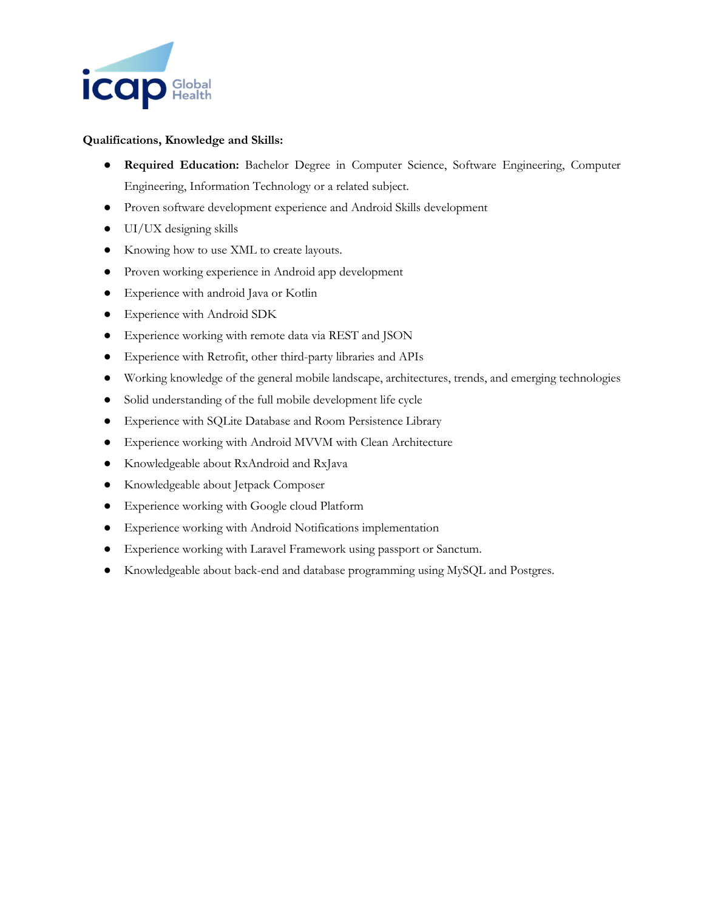**Qualifications, Knowledge and Skills:**

- **Required Education:** Bachelor Degree in Computer Science, Software Engineering, Computer Engineering, Information Technology or a related subject.
- Proven software development experience and Android Skills development
- UI/UX designing skills
- Knowing how to use XML to create layouts.
- Proven working experience in Android app development
- Experience with android Java or Kotlin
- Experience with Android SDK
- Experience working with remote data via REST and JSON
- Experience with Retrofit, other third-party libraries and APIs
- Working knowledge of the general mobile landscape, architectures, trends, and emerging technologies
- Solid understanding of the full mobile development life cycle
- Experience with SQLite Database and Room Persistence Library
- Experience working with Android MVVM with Clean Architecture
- Knowledgeable about RxAndroid and RxJava
- Knowledgeable about Jetpack Composer
- Experience working with Google cloud Platform
- Experience working with Android Notifications implementation
- Experience working with Laravel Framework using passport or Sanctum.
- Knowledgeable about back-end and database programming using MySQL and Postgres.